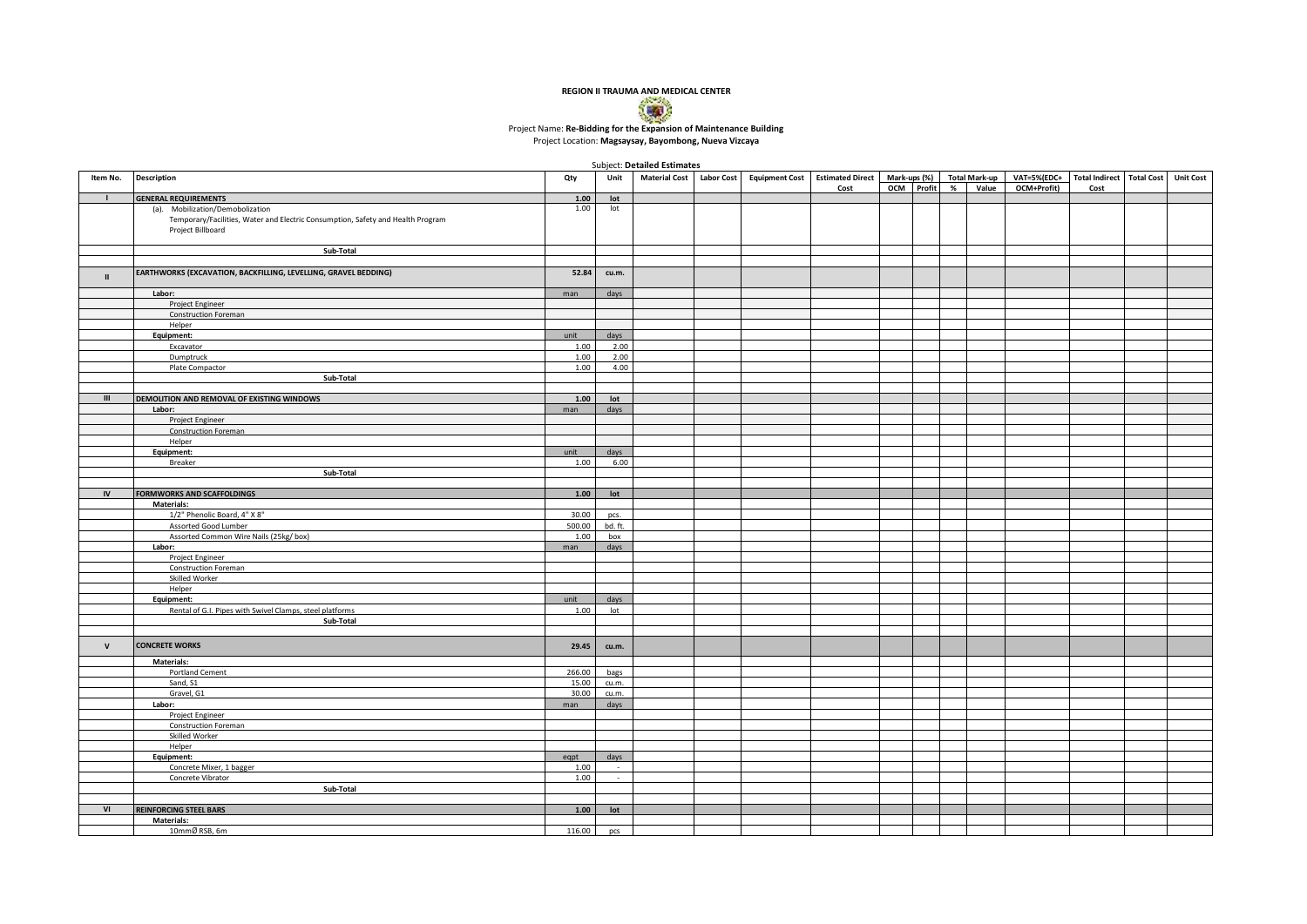**REGION II TRAUMA AND MEDICAL CENTER**

Project Name: **Re-Bidding for the Expansion of Maintenance Building**
Project Location: **Magsaysay, Bayombong, Nueva Vizcaya**

Subject: **Detailed Estimates**

| Item No. | Description | Qty | Unit | Material Cost | Labor Cost | Equipment Cost | Estimated Direct Cost | Mark-ups (%) | | Total Mark-up | | VAT=5%(EDC+ OCM+Profit) | Total Indirect Cost | Total Cost | Unit Cost |
|---|---|---|---|---|---|---|---|---|---|---|---|---|---|---|---|
| | | | | | | | | OCM | Profit | % | Value | | | | |
| I | **GENERAL REQUIREMENTS** | **1.00** | **lot** | | | | | | | | | | | | |
| | (a). Mobilization/Demobolization<br>Temporary/Facilities, Water and Electric Consumption, Safety and Health Program<br>Project Billboard | 1.00 | lot | | | | | | | | | | | | |
| | **Sub-Total** | | | | | | | | | | | | | | |
| II | **EARTHWORKS (EXCAVATION, BACKFILLING, LEVELLING, GRAVEL BEDDING)** | **52.84** | **cu.m.** | | | | | | | | | | | | |
| | **Labor:** | man | days | | | | | | | | | | | | |
| | Project Engineer | | | | | | | | | | | | | | |
| | Construction Foreman | | | | | | | | | | | | | | |
| | Helper | | | | | | | | | | | | | | |
| | **Equipment:** | unit | days | | | | | | | | | | | | |
| | Excavator | 1.00 | 2.00 | | | | | | | | | | | | |
| | Dumptruck | 1.00 | 2.00 | | | | | | | | | | | | |
| | Plate Compactor | 1.00 | 4.00 | | | | | | | | | | | | |
| | **Sub-Total** | | | | | | | | | | | | | | |
| III | **DEMOLITION AND REMOVAL OF EXISTING WINDOWS** | **1.00** | **lot** | | | | | | | | | | | | |
| | **Labor:** | man | days | | | | | | | | | | | | |
| | Project Engineer | | | | | | | | | | | | | | |
| | Construction Foreman | | | | | | | | | | | | | | |
| | Helper | | | | | | | | | | | | | | |
| | **Equipment:** | unit | days | | | | | | | | | | | | |
| | Breaker | 1.00 | 6.00 | | | | | | | | | | | | |
| | **Sub-Total** | | | | | | | | | | | | | | |
| IV | **FORMWORKS AND SCAFFOLDINGS** | **1.00** | **lot** | | | | | | | | | | | | |
| | **Materials:** | | | | | | | | | | | | | | |
| | 1/2" Phenolic Board, 4" X 8" | 30.00 | pcs. | | | | | | | | | | | | |
| | Assorted Good Lumber | 500.00 | bd. ft. | | | | | | | | | | | | |
| | Assorted Common Wire Nails (25kg/ box) | 1.00 | box | | | | | | | | | | | | |
| | **Labor:** | man | days | | | | | | | | | | | | |
| | Project Engineer | | | | | | | | | | | | | | |
| | Construction Foreman | | | | | | | | | | | | | | |
| | Skilled Worker | | | | | | | | | | | | | | |
| | Helper | | | | | | | | | | | | | | |
| | **Equipment:** | unit | days | | | | | | | | | | | | |
| | Rental of G.I. Pipes with Swivel Clamps, steel platforms | 1.00 | lot | | | | | | | | | | | | |
| | **Sub-Total** | | | | | | | | | | | | | | |
| V | **CONCRETE WORKS** | **29.45** | **cu.m.** | | | | | | | | | | | | |
| | **Materials:** | | | | | | | | | | | | | | |
| | Portland Cement | 266.00 | bags | | | | | | | | | | | | |
| | Sand, S1 | 15.00 | cu.m. | | | | | | | | | | | | |
| | Gravel, G1 | 30.00 | cu.m. | | | | | | | | | | | | |
| | **Labor:** | man | days | | | | | | | | | | | | |
| | Project Engineer | | | | | | | | | | | | | | |
| | Construction Foreman | | | | | | | | | | | | | | |
| | Skilled Worker | | | | | | | | | | | | | | |
| | Helper | | | | | | | | | | | | | | |
| | **Equipment:** | eqpt | days | | | | | | | | | | | | |
| | Concrete Mixer, 1 bagger | 1.00 | - | | | | | | | | | | | | |
| | Concrete Vibrator | 1.00 | - | | | | | | | | | | | | |
| | **Sub-Total** | | | | | | | | | | | | | | |
| VI | **REINFORCING STEEL BARS** | **1.00** | **lot** | | | | | | | | | | | | |
| | **Materials:** | | | | | | | | | | | | | | |
| | 10mmØ RSB, 6m | 116.00 | pcs | | | | | | | | | | | | |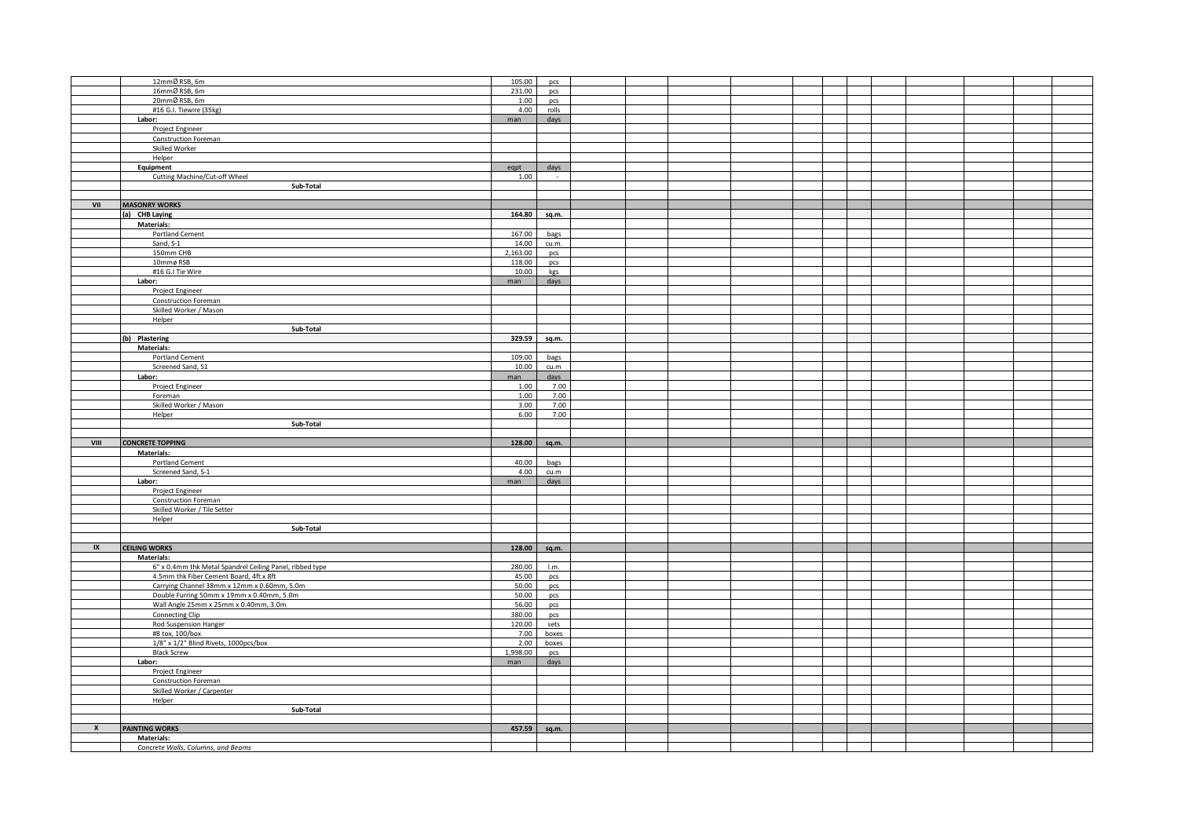| | | | | | | | | | | | | | | | |
|---|---|---|---|---|---|---|---|---|---|---|---|---|---|---|---|
| | 12mmØ RSB, 6m | 105.00 | pcs | | | | | | | | | | | | |
| | 16mmØ RSB, 6m | 231.00 | pcs | | | | | | | | | | | | |
| | 20mmØ RSB, 6m | 1.00 | pcs | | | | | | | | | | | | |
| | #16 G.I. Tiewire (35kg) | 4.00 | rolls | | | | | | | | | | | | |
| | **Labor:** | man | days | | | | | | | | | | | | |
| | Project Engineer | | | | | | | | | | | | | | |
| | Construction Foreman | | | | | | | | | | | | | | |
| | Skilled Worker | | | | | | | | | | | | | | |
| | Helper | | | | | | | | | | | | | | |
| | **Equipment** | eqpt | days | | | | | | | | | | | | |
| | Cutting Machine/Cut-off Wheel | 1.00 | - | | | | | | | | | | | | |
| | **Sub-Total** | | | | | | | | | | | | | | |
| | | | | | | | | | | | | | | | |
| **VII** | **MASONRY WORKS** | | | | | | | | | | | | | | |
| | **(a) CHB Laying** | **164.80** | **sq.m.** | | | | | | | | | | | | |
| | **Materials:** | | | | | | | | | | | | | | |
| | Portland Cement | 167.00 | bags | | | | | | | | | | | | |
| | Sand, S-1 | 14.00 | cu.m. | | | | | | | | | | | | |
| | 150mm CHB | 2,163.00 | pcs | | | | | | | | | | | | |
| | 10mmø RSB | 118.00 | pcs | | | | | | | | | | | | |
| | #16 G.I Tie Wire | 10.00 | kgs | | | | | | | | | | | | |
| | **Labor:** | man | days | | | | | | | | | | | | |
| | Project Engineer | | | | | | | | | | | | | | |
| | Construction Foreman | | | | | | | | | | | | | | |
| | Skilled Worker / Mason | | | | | | | | | | | | | | |
| | Helper | | | | | | | | | | | | | | |
| | **Sub-Total** | | | | | | | | | | | | | | |
| | **(b) Plastering** | **329.59** | **sq.m.** | | | | | | | | | | | | |
| | **Materials:** | | | | | | | | | | | | | | |
| | Portland Cement | 109.00 | bags | | | | | | | | | | | | |
| | Screened Sand, S1 | 10.00 | cu.m | | | | | | | | | | | | |
| | **Labor:** | man | days | | | | | | | | | | | | |
| | Project Engineer | 1.00 | 7.00 | | | | | | | | | | | | |
| | Foreman | 1.00 | 7.00 | | | | | | | | | | | | |
| | Skilled Worker / Mason | 3.00 | 7.00 | | | | | | | | | | | | |
| | Helper | 6.00 | 7.00 | | | | | | | | | | | | |
| | **Sub-Total** | | | | | | | | | | | | | | |
| | | | | | | | | | | | | | | | |
| **VIII** | **CONCRETE TOPPING** | **128.00** | **sq.m.** | | | | | | | | | | | | |
| | **Materials:** | | | | | | | | | | | | | | |
| | Portland Cement | 40.00 | bags | | | | | | | | | | | | |
| | Screened Sand, S-1 | 4.00 | cu.m | | | | | | | | | | | | |
| | **Labor:** | man | days | | | | | | | | | | | | |
| | Project Engineer | | | | | | | | | | | | | | |
| | Construction Foreman | | | | | | | | | | | | | | |
| | Skilled Worker / Tile Setter | | | | | | | | | | | | | | |
| | Helper | | | | | | | | | | | | | | |
| | **Sub-Total** | | | | | | | | | | | | | | |
| | | | | | | | | | | | | | | | |
| **IX** | **CEILING WORKS** | **128.00** | **sq.m.** | | | | | | | | | | | | |
| | **Materials:** | | | | | | | | | | | | | | |
| | 6" x 0.4mm thk Metal Spandrel Ceiling Panel, ribbed type | 280.00 | l.m. | | | | | | | | | | | | |
| | 4.5mm thk Fiber Cement Board, 4ft x 8ft | 45.00 | pcs | | | | | | | | | | | | |
| | Carrying Channel 38mm x 12mm x 0.60mm, 5.0m | 50.00 | pcs | | | | | | | | | | | | |
| | Double Furring 50mm x 19mm x 0.40mm, 5.0m | 50.00 | pcs | | | | | | | | | | | | |
| | Wall Angle 25mm x 25mm x 0.40mm, 3.0m | 56.00 | pcs | | | | | | | | | | | | |
| | Connecting Clip | 380.00 | pcs | | | | | | | | | | | | |
| | Rod Suspension Hanger | 120.00 | sets | | | | | | | | | | | | |
| | #8 tox, 100/box | 7.00 | boxes | | | | | | | | | | | | |
| | 1/8" x 1/2" Blind Rivets, 1000pcs/box | 2.00 | boxes | | | | | | | | | | | | |
| | Black Screw | 1,998.00 | pcs | | | | | | | | | | | | |
| | **Labor:** | man | days | | | | | | | | | | | | |
| | Project Engineer | | | | | | | | | | | | | | |
| | Construction Foreman | | | | | | | | | | | | | | |
| | Skilled Worker / Carpenter | | | | | | | | | | | | | | |
| | Helper | | | | | | | | | | | | | | |
| | **Sub-Total** | | | | | | | | | | | | | | |
| | | | | | | | | | | | | | | | |
| **X** | **PAINTING WORKS** | **457.59** | **sq.m.** | | | | | | | | | | | | |
| | **Materials:** | | | | | | | | | | | | | | |
| | *Concrete Walls, Columns, and Beams* | | | | | | | | | | | | | | |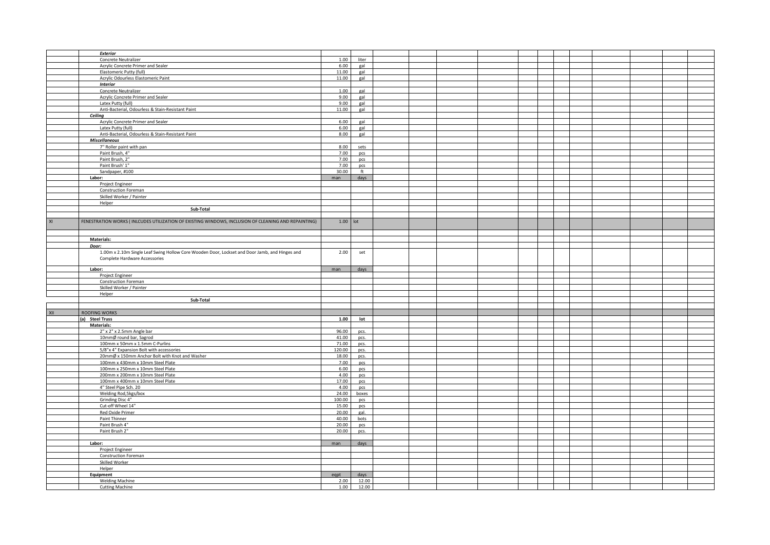| | | | | | | | | | | | | | | |
|---|---|---|---|---|---|---|---|---|---|---|---|---|---|---|
| | ***Exterior*** | | | | | | | | | | | | | |
| | Concrete Neutralizer | 1.00 | liter | | | | | | | | | | | |
| | Acrylic Concrete Primer and Sealer | 6.00 | gal | | | | | | | | | | | |
| | Elastomeric Putty (full) | 11.00 | gal | | | | | | | | | | | |
| | Acrylic Odourless Elastomeric Paint | 11.00 | gal | | | | | | | | | | | |
| | ***Interior*** | | | | | | | | | | | | | |
| | Concrete Neutralizer | 1.00 | gal | | | | | | | | | | | |
| | Acrylic Concrete Primer and Sealer | 9.00 | gal | | | | | | | | | | | |
| | Latex Putty (full) | 9.00 | gal | | | | | | | | | | | |
| | Anti-Bacterial, Odourless & Stain-Resistant Paint | 11.00 | gal | | | | | | | | | | | |
| | ***Ceiling*** | | | | | | | | | | | | | |
| | Acrylic Concrete Primer and Sealer | 6.00 | gal | | | | | | | | | | | |
| | Latex Putty (full) | 6.00 | gal | | | | | | | | | | | |
| | Anti-Bacterial, Odourless & Stain-Resistant Paint | 8.00 | gal | | | | | | | | | | | |
| | ***Miscellaneous*** | | | | | | | | | | | | | |
| | 7" Roller paint with pan | 8.00 | sets | | | | | | | | | | | |
| | Paint Brush, 4" | 7.00 | pcs | | | | | | | | | | | |
| | Paint Brush, 2" | 7.00 | pcs | | | | | | | | | | | |
| | Paint Brush' 1" | 7.00 | pcs | | | | | | | | | | | |
| | Sandpaper, #100 | 30.00 | ft | | | | | | | | | | | |
| | **Labor:** | man | days | | | | | | | | | | | |
| | Project Engineer | | | | | | | | | | | | | |
| | Construction Foreman | | | | | | | | | | | | | |
| | Skilled Worker / Painter | | | | | | | | | | | | | |
| | Helper | | | | | | | | | | | | | |
| | **Sub-Total** | | | | | | | | | | | | | |
| | | | | | | | | | | | | | | |
| XI | FENESTRATION WORKS ( INLCUDES UTILIZATION OF EXISTING WINDOWS, INCLUSION OF CLEANING AND REPAINTING) | 1.00 | lot | | | | | | | | | | | |
| | | | | | | | | | | | | | | |
| | **Materials:** | | | | | | | | | | | | | |
| | ***Door:*** | | | | | | | | | | | | | |
| | 1.00m x 2.10m Single Leaf Swing Hollow Core Wooden Door, Lockset and Door Jamb, and Hinges and Complete Hardware Accessories | 2.00 | set | | | | | | | | | | | |
| | **Labor:** | man | days | | | | | | | | | | | |
| | Project Engineer | | | | | | | | | | | | | |
| | Construction Foreman | | | | | | | | | | | | | |
| | Skilled Worker / Painter | | | | | | | | | | | | | |
| | Helper | | | | | | | | | | | | | |
| | **Sub-Total** | | | | | | | | | | | | | |
| | | | | | | | | | | | | | | |
| XII | ROOFING WORKS | | | | | | | | | | | | | |
| | **(a) Steel Truss** | **1.00** | **lot** | | | | | | | | | | | |
| | **Materials:** | | | | | | | | | | | | | |
| | 2" x 2" x 2.5mm Angle bar | 96.00 | pcs. | | | | | | | | | | | |
| | 10mmØ round bar, Sagrod | 41.00 | pcs. | | | | | | | | | | | |
| | 100mm x 50mm x 1.5mm C-Purlins | 71.00 | pcs. | | | | | | | | | | | |
| | 5/8"x 4" Expansion Bolt with accessories | 120.00 | pcs. | | | | | | | | | | | |
| | 20mmØ x 150mm Anchor Bolt with Knot and Washer | 18.00 | pcs. | | | | | | | | | | | |
| | 100mm x 430mm x 10mm Steel Plate | 7.00 | pcs | | | | | | | | | | | |
| | 100mm x 250mm x 10mm Steel Plate | 6.00 | pcs | | | | | | | | | | | |
| | 200mm x 200mm x 10mm Steel Plate | 4.00 | pcs | | | | | | | | | | | |
| | 100mm x 400mm x 10mm Steel Plate | 17.00 | pcs | | | | | | | | | | | |
| | 4" Steel Pipe Sch. 20 | 4.00 | pcs | | | | | | | | | | | |
| | Welding Rod,5kgs/box | 24.00 | boxes | | | | | | | | | | | |
| | Grinding Disc 4" | 100.00 | pcs | | | | | | | | | | | |
| | Cut-off Wheel 14" | 15.00 | pcs | | | | | | | | | | | |
| | Red Oxide Primer | 20.00 | gal. | | | | | | | | | | | |
| | Paint Thinner | 40.00 | bots | | | | | | | | | | | |
| | Paint Brush 4" | 20.00 | pcs | | | | | | | | | | | |
| | Paint Brush 2" | 20.00 | pcs. | | | | | | | | | | | |
| | | | | | | | | | | | | | | |
| | **Labor:** | man | days | | | | | | | | | | | |
| | Project Engineer | | | | | | | | | | | | | |
| | Construction Foreman | | | | | | | | | | | | | |
| | Skilled Worker | | | | | | | | | | | | | |
| | Helper | | | | | | | | | | | | | |
| | **Equipment** | eqpt | days | | | | | | | | | | | |
| | Welding Machine | 2.00 | 12.00 | | | | | | | | | | | |
| | Cutting Machine | 1.00 | 12.00 | | | | | | | | | | | |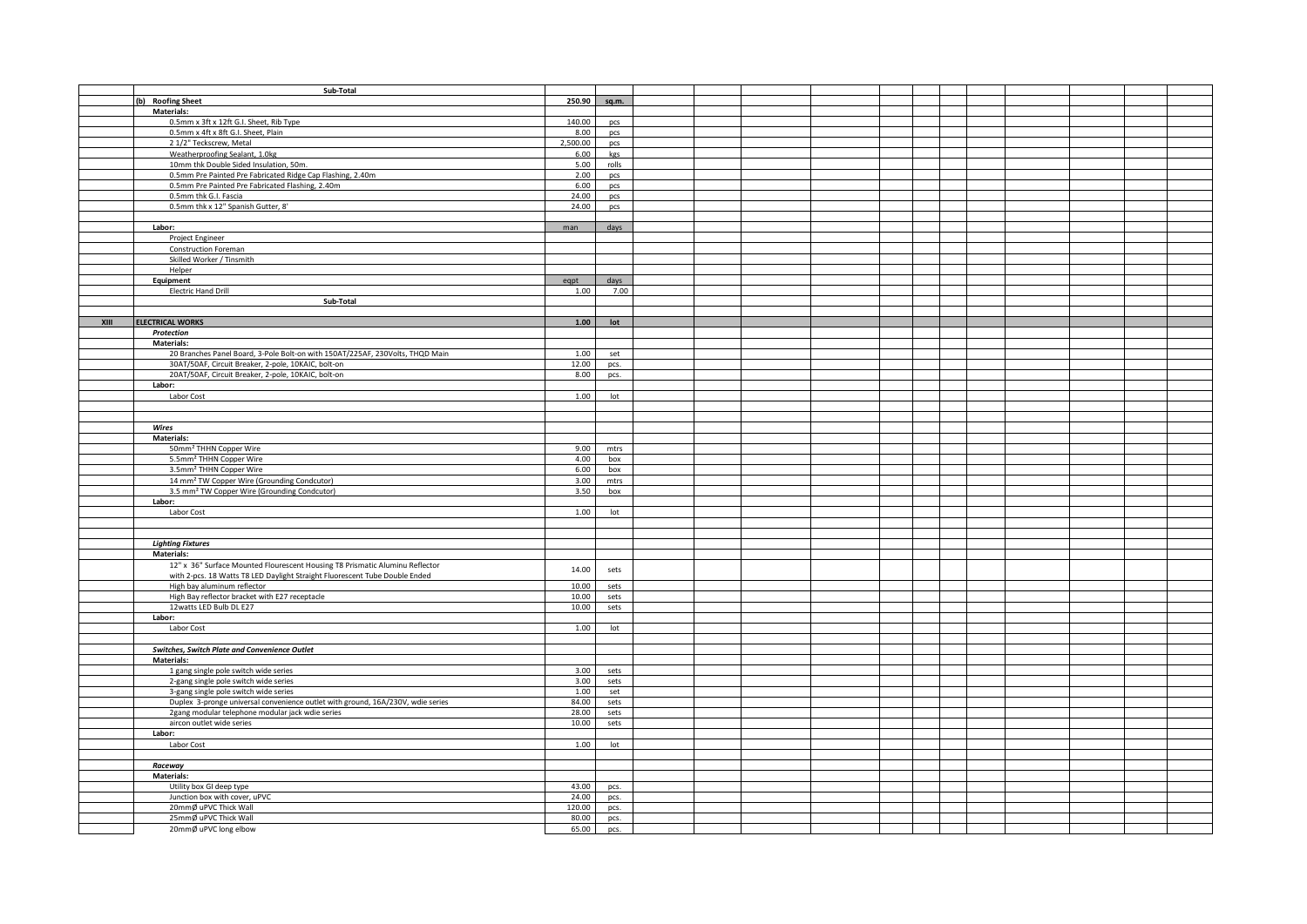| | Description | Qty | Unit | | | | | | | | | | | |
|---|---|---|---|---|---|---|---|---|---|---|---|---|---|---|
| | **Sub-Total** | | | | | | | | | | | | | |
| | **(b) Roofing Sheet** | **250.90** | **sq.m.** | | | | | | | | | | | |
| | **Materials:** | | | | | | | | | | | | | |
| | 0.5mm x 3ft x 12ft G.I. Sheet, Rib Type | 140.00 | pcs | | | | | | | | | | | |
| | 0.5mm x 4ft x 8ft G.I. Sheet, Plain | 8.00 | pcs | | | | | | | | | | | |
| | 2 1/2" Teckscrew, Metal | 2,500.00 | pcs | | | | | | | | | | | |
| | Weatherproofing Sealant, 1.0kg | 6.00 | kgs | | | | | | | | | | | |
| | 10mm thk Double Sided Insulation, 50m. | 5.00 | rolls | | | | | | | | | | | |
| | 0.5mm Pre Painted Pre Fabricated Ridge Cap Flashing, 2.40m | 2.00 | pcs | | | | | | | | | | | |
| | 0.5mm Pre Painted Pre Fabricated Flashing, 2.40m | 6.00 | pcs | | | | | | | | | | | |
| | 0.5mm thk G.I. Fascia | 24.00 | pcs | | | | | | | | | | | |
| | 0.5mm thk x 12" Spanish Gutter, 8' | 24.00 | pcs | | | | | | | | | | | |
| | | | | | | | | | | | | | | |
| | **Labor:** | man | days | | | | | | | | | | | |
| | Project Engineer | | | | | | | | | | | | | |
| | Construction Foreman | | | | | | | | | | | | | |
| | Skilled Worker / Tinsmith | | | | | | | | | | | | | |
| | Helper | | | | | | | | | | | | | |
| | **Equipment** | eqpt | days | | | | | | | | | | | |
| | Electric Hand Drill | 1.00 | 7.00 | | | | | | | | | | | |
| | **Sub-Total** | | | | | | | | | | | | | |
| | | | | | | | | | | | | | | |
| **XIII** | **ELECTRICAL WORKS** | **1.00** | **lot** | | | | | | | | | | | |
| | ***Protection*** | | | | | | | | | | | | | |
| | **Materials:** | | | | | | | | | | | | | |
| | 20 Branches Panel Board, 3-Pole Bolt-on with 150AT/225AF, 230Volts, THQD Main | 1.00 | set | | | | | | | | | | | |
| | 30AT/50AF, Circuit Breaker, 2-pole, 10KAIC, bolt-on | 12.00 | pcs. | | | | | | | | | | | |
| | 20AT/50AF, Circuit Breaker, 2-pole, 10KAIC, bolt-on | 8.00 | pcs. | | | | | | | | | | | |
| | **Labor:** | | | | | | | | | | | | | |
| | Labor Cost | 1.00 | lot | | | | | | | | | | | |
| | | | | | | | | | | | | | | |
| | | | | | | | | | | | | | | |
| | ***Wires*** | | | | | | | | | | | | | |
| | **Materials:** | | | | | | | | | | | | | |
| | 50mm² THHN Copper Wire | 9.00 | mtrs | | | | | | | | | | | |
| | 5.5mm² THHN Copper Wire | 4.00 | box | | | | | | | | | | | |
| | 3.5mm² THHN Copper Wire | 6.00 | box | | | | | | | | | | | |
| | 14 mm² TW Copper Wire (Grounding Condcutor) | 3.00 | mtrs | | | | | | | | | | | |
| | 3.5 mm² TW Copper Wire (Grounding Condcutor) | 3.50 | box | | | | | | | | | | | |
| | **Labor:** | | | | | | | | | | | | | |
| | Labor Cost | 1.00 | lot | | | | | | | | | | | |
| | | | | | | | | | | | | | | |
| | | | | | | | | | | | | | | |
| | ***Lighting Fixtures*** | | | | | | | | | | | | | |
| | **Materials:** | | | | | | | | | | | | | |
| | 12" x 36" Surface Mounted Flourescent Housing T8 Prismatic Aluminu Reflector with 2-pcs. 18 Watts T8 LED Daylight Straight Fluorescent Tube Double Ended | 14.00 | sets | | | | | | | | | | | |
| | High bay aluminum reflector | 10.00 | sets | | | | | | | | | | | |
| | High Bay reflector bracket with E27 receptacle | 10.00 | sets | | | | | | | | | | | |
| | 12watts LED Bulb DL E27 | 10.00 | sets | | | | | | | | | | | |
| | **Labor:** | | | | | | | | | | | | | |
| | Labor Cost | 1.00 | lot | | | | | | | | | | | |
| | | | | | | | | | | | | | | |
| | ***Switches, Switch Plate and Convenience Outlet*** | | | | | | | | | | | | | |
| | **Materials:** | | | | | | | | | | | | | |
| | 1 gang single pole switch wide series | 3.00 | sets | | | | | | | | | | | |
| | 2-gang single pole switch wide series | 3.00 | sets | | | | | | | | | | | |
| | 3-gang single pole switch wide series | 1.00 | set | | | | | | | | | | | |
| | Duplex 3-pronge universal convenience outlet with ground, 16A/230V, wdie series | 84.00 | sets | | | | | | | | | | | |
| | 2gang modular telephone modular jack wdie series | 28.00 | sets | | | | | | | | | | | |
| | aircon outlet wide series | 10.00 | sets | | | | | | | | | | | |
| | **Labor:** | | | | | | | | | | | | | |
| | Labor Cost | 1.00 | lot | | | | | | | | | | | |
| | | | | | | | | | | | | | | |
| | ***Raceway*** | | | | | | | | | | | | | |
| | **Materials:** | | | | | | | | | | | | | |
| | Utility box GI deep type | 43.00 | pcs. | | | | | | | | | | | |
| | Junction box with cover, uPVC | 24.00 | pcs. | | | | | | | | | | | |
| | 20mmØ uPVC Thick Wall | 120.00 | pcs. | | | | | | | | | | | |
| | 25mmØ uPVC Thick Wall | 80.00 | pcs. | | | | | | | | | | | |
| | 20mmØ uPVC long elbow | 65.00 | pcs. | | | | | | | | | | | |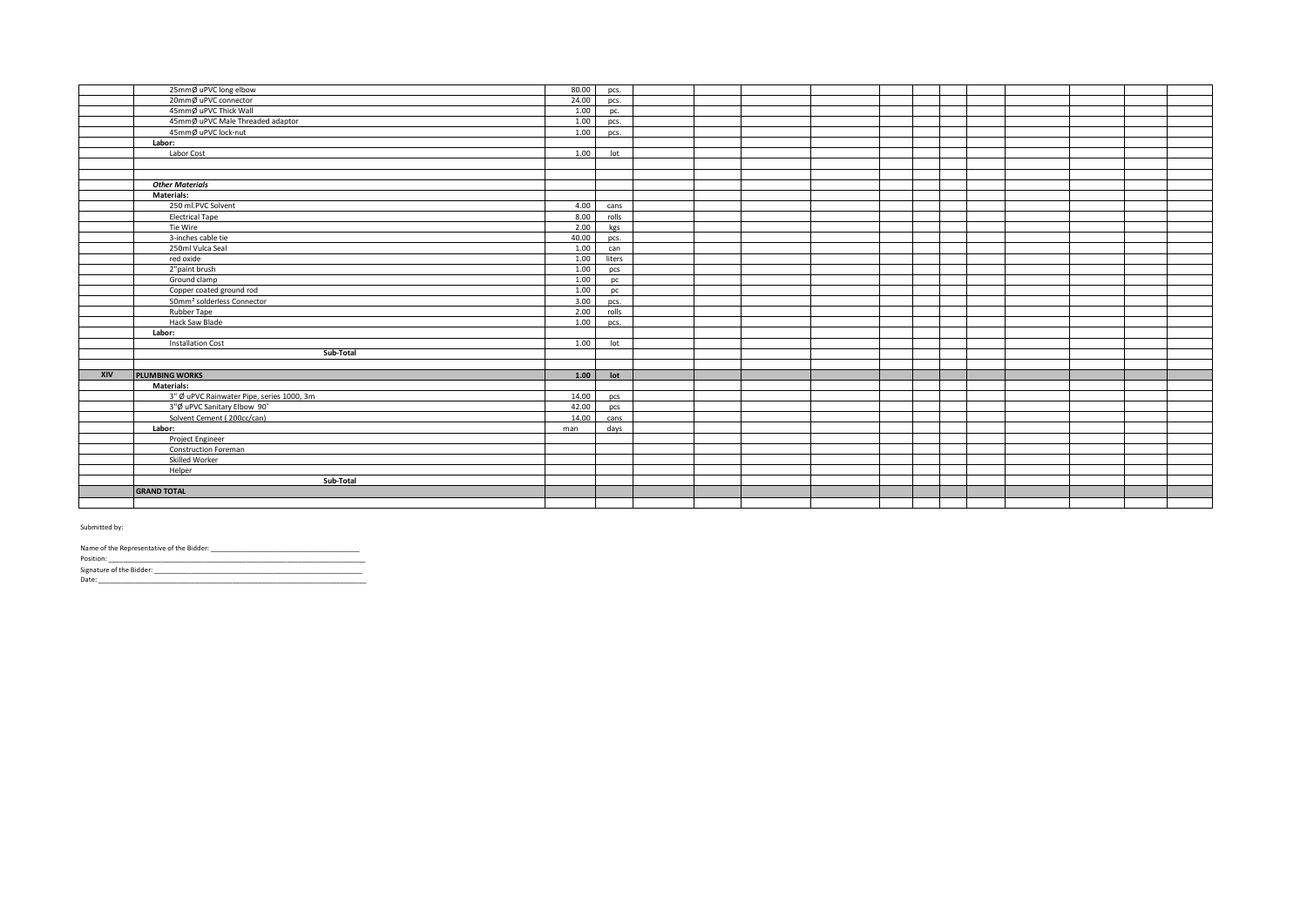| | | | | | | | | | | | | | | | |
|---|---|---|---|---|---|---|---|---|---|---|---|---|---|---|---|
| | 25mmØ uPVC long elbow | 80.00 | pcs. | | | | | | | | | | | | |
| | 20mmØ uPVC connector | 24.00 | pcs. | | | | | | | | | | | | |
| | 45mmØ uPVC Thick Wall | 1.00 | pc. | | | | | | | | | | | | |
| | 45mmØ uPVC Male Threaded adaptor | 1.00 | pcs. | | | | | | | | | | | | |
| | 45mmØ uPVC lock-nut | 1.00 | pcs. | | | | | | | | | | | | |
| | **Labor:** | | | | | | | | | | | | | | |
| | Labor Cost | 1.00 | lot | | | | | | | | | | | | |
| | | | | | | | | | | | | | | | |
| | | | | | | | | | | | | | | | |
| | ***Other Materials*** | | | | | | | | | | | | | | |
| | **Materials:** | | | | | | | | | | | | | | |
| | 250 ml.PVC Solvent | 4.00 | cans | | | | | | | | | | | | |
| | Electrical Tape | 8.00 | rolls | | | | | | | | | | | | |
| | Tie Wire | 2.00 | kgs | | | | | | | | | | | | |
| | 3-inches cable tie | 40.00 | pcs. | | | | | | | | | | | | |
| | 250ml Vulca Seal | 1.00 | can | | | | | | | | | | | | |
| | red oxide | 1.00 | liters | | | | | | | | | | | | |
| | 2"paint brush | 1.00 | pcs | | | | | | | | | | | | |
| | Ground clamp | 1.00 | pc | | | | | | | | | | | | |
| | Copper coated ground rod | 1.00 | pc | | | | | | | | | | | | |
| | 50mm² solderless Connector | 3.00 | pcs. | | | | | | | | | | | | |
| | Rubber Tape | 2.00 | rolls | | | | | | | | | | | | |
| | Hack Saw Blade | 1.00 | pcs. | | | | | | | | | | | | |
| | **Labor:** | | | | | | | | | | | | | | |
| | Installation Cost | 1.00 | lot | | | | | | | | | | | | |
| | **Sub-Total** | | | | | | | | | | | | | | |
| | | | | | | | | | | | | | | | |
| **XIV** | **PLUMBING WORKS** | **1.00** | **lot** | | | | | | | | | | | | |
| | **Materials:** | | | | | | | | | | | | | | |
| | 3" Ø uPVC Rainwater Pipe, series 1000, 3m | 14.00 | pcs | | | | | | | | | | | | |
| | 3"Ø uPVC Sanitary Elbow 90˚ | 42.00 | pcs | | | | | | | | | | | | |
| | Solvent Cement ( 200cc/can) | 14.00 | cans | | | | | | | | | | | | |
| | **Labor:** | man | days | | | | | | | | | | | | |
| | Project Engineer | | | | | | | | | | | | | | |
| | Construction Foreman | | | | | | | | | | | | | | |
| | Skilled Worker | | | | | | | | | | | | | | |
| | Helper | | | | | | | | | | | | | | |
| | **Sub-Total** | | | | | | | | | | | | | | |
| | **GRAND TOTAL** | | | | | | | | | | | | | | |
| | | | | | | | | | | | | | | | |

Submitted by:

Name of the Representative of the Bidder: ___________________________________

Position: ___________________________________________________________

Signature of the Bidder: _____________________________________________

Date: ______________________________________________________________